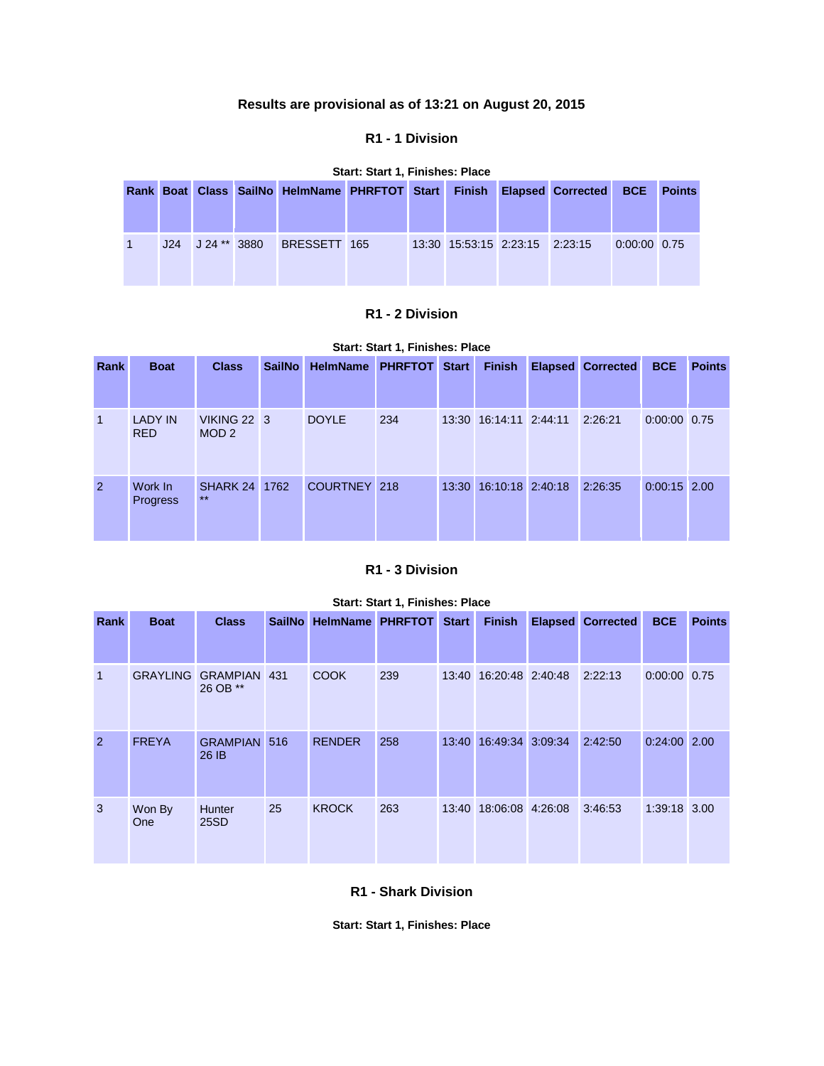### Results are provisional as of 13:21 on August 20, 2015

### R1 - 1 Division

**Start: Start 1, Finishes: Place**

| Rank | Boat | Class | SailNo | HelmName | PHRFTOT | Start | Finish | Elapsed | Corrected | BCE | Points |
|---|---|---|---|---|---|---|---|---|---|---|---|
| 1 | J24 | J 24 ** | 3880 | BRESSETT | 165 | 13:30 | 15:53:15 | 2:23:15 | 2:23:15 | 0:00:00 | 0.75 |

### R1 - 2 Division

**Start: Start 1, Finishes: Place**

| Rank | Boat | Class | SailNo | HelmName | PHRFTOT | Start | Finish | Elapsed | Corrected | BCE | Points |
|---|---|---|---|---|---|---|---|---|---|---|---|
| 1 | LADY IN RED | VIKING 22 MOD 2 | 3 | DOYLE | 234 | 13:30 | 16:14:11 | 2:44:11 | 2:26:21 | 0:00:00 | 0.75 |
| 2 | Work In Progress | SHARK 24 ** | 1762 | COURTNEY | 218 | 13:30 | 16:10:18 | 2:40:18 | 2:26:35 | 0:00:15 | 2.00 |

### R1 - 3 Division

**Start: Start 1, Finishes: Place**

| Rank | Boat | Class | SailNo | HelmName | PHRFTOT | Start | Finish | Elapsed | Corrected | BCE | Points |
|---|---|---|---|---|---|---|---|---|---|---|---|
| 1 | GRAYLING | GRAMPIAN 26 OB ** | 431 | COOK | 239 | 13:40 | 16:20:48 | 2:40:48 | 2:22:13 | 0:00:00 | 0.75 |
| 2 | FREYA | GRAMPIAN 26 IB | 516 | RENDER | 258 | 13:40 | 16:49:34 | 3:09:34 | 2:42:50 | 0:24:00 | 2.00 |
| 3 | Won By One | Hunter 25SD | 25 | KROCK | 263 | 13:40 | 18:06:08 | 4:26:08 | 3:46:53 | 1:39:18 | 3.00 |

### R1 - Shark Division

**Start: Start 1, Finishes: Place**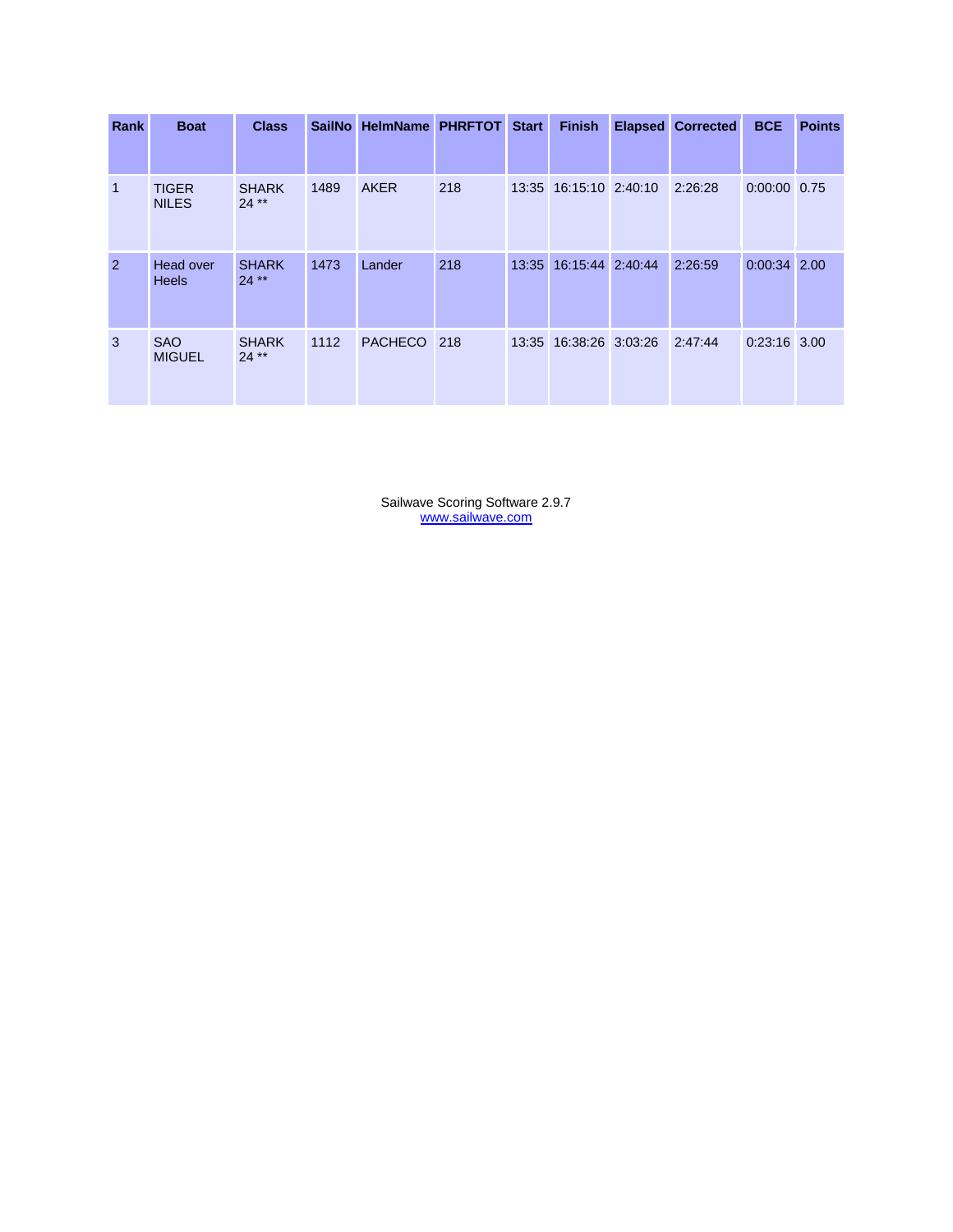| Rank | Boat | Class | SailNo | HelmName | PHRFTOT | Start | Finish | Elapsed | Corrected | BCE | Points |
|---|---|---|---|---|---|---|---|---|---|---|---|
| 1 | TIGER NILES | SHARK 24 ** | 1489 | AKER | 218 | 13:35 | 16:15:10 | 2:40:10 | 2:26:28 | 0:00:00 | 0.75 |
| 2 | Head over Heels | SHARK 24 ** | 1473 | Lander | 218 | 13:35 | 16:15:44 | 2:40:44 | 2:26:59 | 0:00:34 | 2.00 |
| 3 | SAO MIGUEL | SHARK 24 ** | 1112 | PACHECO | 218 | 13:35 | 16:38:26 | 3:03:26 | 2:47:44 | 0:23:16 | 3.00 |

Sailwave Scoring Software 2.9.7
www.sailwave.com